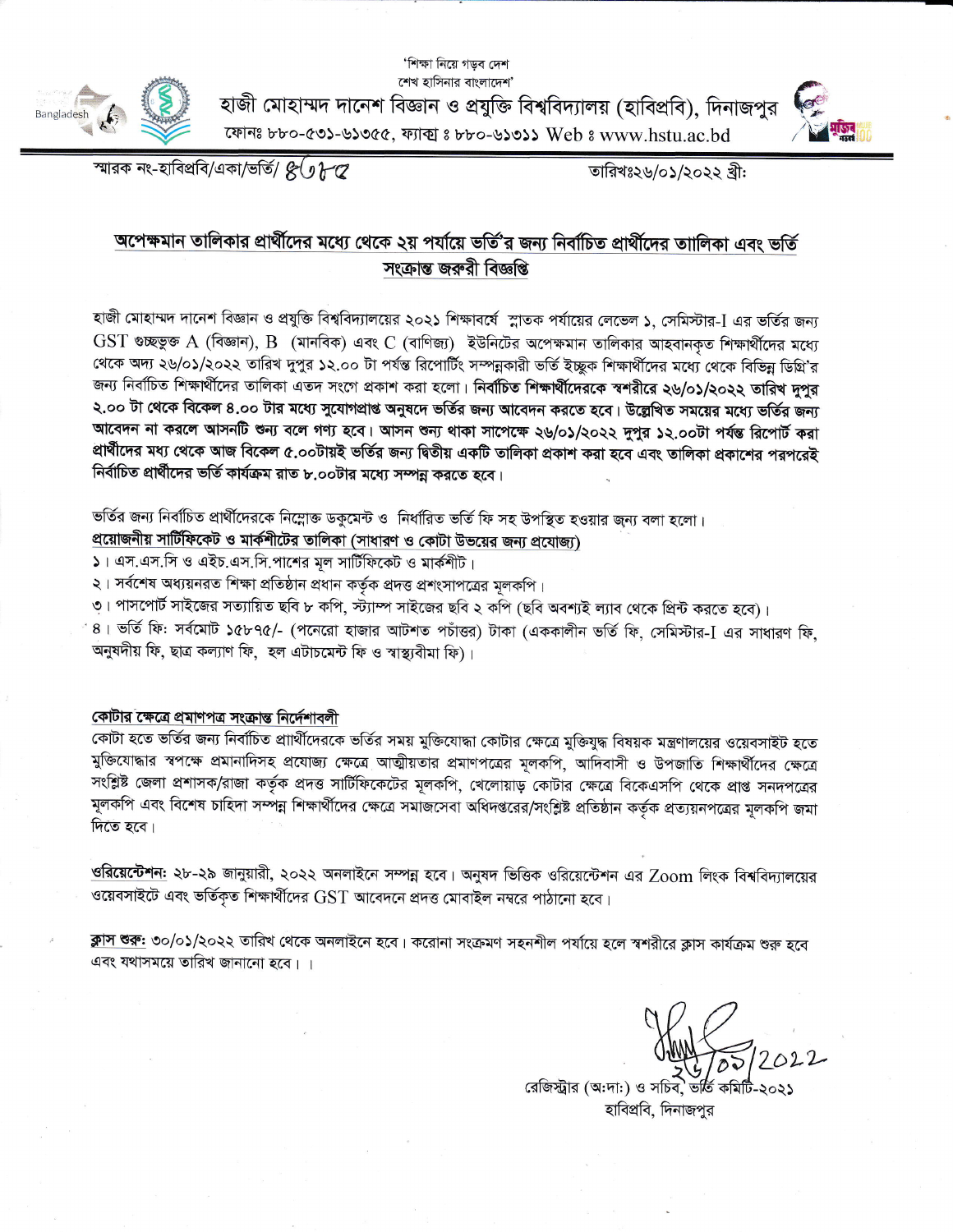'শিক্ষা নিয়ে গড়ব দেশ
শেখ হাসিনার বাংলাদেশ'

# হাজী মোহাম্মদ দানেশ বিজ্ঞান ও প্রযুক্তি বিশ্ববিদ্যালয় (হাবিপ্রবি), দিনাজপুর

ফোনঃ ৮৮০-৫৩১-৬১৩৫৫, ফ্যাক্স ঃ ৮৮০-৬১৩১১ Web ঃ www.hstu.ac.bd

স্মারক নং-হাবিপ্রবি/একা/ভর্তি/ ৪৩৮৫ তারিখঃ২৬/০১/২০২২ খ্রী:

## অপেক্ষমান তালিকার প্রার্থীদের মধ্যে থেকে ২য় পর্যায়ে ভর্তি'র জন্য নির্বাচিত প্রার্থীদের তালিকা এবং ভর্তি সংক্রান্ত জরুরী বিজ্ঞপ্তি

হাজী মোহাম্মদ দানেশ বিজ্ঞান ও প্রযুক্তি বিশ্ববিদ্যালয়ের ২০২১ শিক্ষাবর্ষে স্নাতক পর্যায়ের লেভেল ১, সেমিস্টার-I এর ভর্তির জন্য GST গুচ্ছভুক্ত A (বিজ্ঞান), B (মানবিক) এবং C (বাণিজ্য) ইউনিটের অপেক্ষমান তালিকার আহবানকৃত শিক্ষার্থীদের মধ্যে থেকে অদ্য ২৬/০১/২০২২ তারিখ দুপুর ১২.০০ টা পর্যন্ত রিপোর্টিং সম্পন্নকারী ভর্তি ইচ্ছুক শিক্ষার্থীদের মধ্যে থেকে বিভিন্ন ডিগ্রি'র জন্য নির্বাচিত শিক্ষার্থীদের তালিকা এতদ সংগে প্রকাশ করা হলো। **নির্বাচিত শিক্ষার্থীদেরকে স্বশরীরে ২৬/০১/২০২২ তারিখ দুপুর ২.০০ টা থেকে বিকেল ৪.০০ টার মধ্যে সুযোগপ্রাপ্ত অনুষদে ভর্তির জন্য আবেদন করতে হবে। উল্লেখিত সময়ের মধ্যে ভর্তির জন্য আবেদন না করলে আসনটি শুন্য বলে গণ্য হবে। আসন শুন্য থাকা সাপেক্ষে ২৬/০১/২০২২ দুপুর ১২.০০টা পর্যন্ত রিপোর্ট করা প্রার্থীদের মধ্য থেকে আজ বিকেল ৫.০০টায়ই ভর্তির জন্য দ্বিতীয় একটি তালিকা প্রকাশ করা হবে এবং তালিকা প্রকাশের পরপরেই নির্বাচিত প্রার্থীদের ভর্তি কার্যক্রম রাত ৮.০০টার মধ্যে সম্পন্ন করতে হবে।**

ভর্তির জন্য নির্বাচিত প্রার্থীদেরকে নিম্নোক্ত ডকুমেন্ট ও নির্ধারিত ভর্তি ফি সহ উপস্থিত হওয়ার জন্য বলা হলো।

**প্রয়োজনীয় সার্টিফিকেট ও মার্কশীটের তালিকা (সাধারণ ও কোটা উভয়ের জন্য প্রযোজ্য)**

১। এস.এস.সি ও এইচ.এস.সি.পাশের মূল সার্টিফিকেট ও মার্কশীট।
২। সর্বশেষ অধ্যয়নরত শিক্ষা প্রতিষ্ঠান প্রধান কর্তৃক প্রদত্ত প্রশংসাপত্রের মূলকপি।
৩। পাসপোর্ট সাইজের সত্যায়িত ছবি ৮ কপি, স্ট্যাম্প সাইজের ছবি ২ কপি (ছবি অবশ্যই ল্যাব থেকে প্রিন্ট করতে হবে)।
৪। ভর্তি ফি: সর্বমোট ১৫৮৭৫/- (পনেরো হাজার আটশত পচাঁত্তর) টাকা (এককালীন ভর্তি ফি, সেমিস্টার-I এর সাধারণ ফি, অনুষদীয় ফি, ছাত্র কল্যাণ ফি, হল এটাচমেন্ট ফি ও স্বাস্থ্যবীমা ফি)।

**কোটার ক্ষেত্রে প্রমাণপত্র সংক্রান্ত নির্দেশাবলী**

কোটা হতে ভর্তির জন্য নির্বাচিত প্রার্থীদেরকে ভর্তির সময় মুক্তিযোদ্ধা কোটার ক্ষেত্রে মুক্তিযুদ্ধ বিষয়ক মন্ত্রণালয়ের ওয়েবসাইট হতে মুক্তিযোদ্ধার স্বপক্ষে প্রমানাদিসহ প্রযোজ্য ক্ষেত্রে আত্মীয়তার প্রমাণপত্রের মূলকপি, আদিবাসী ও উপজাতি শিক্ষার্থীদের ক্ষেত্রে সংশ্লিষ্ট জেলা প্রশাসক/রাজা কর্তৃক প্রদত্ত সার্টিফিকেটের মূলকপি, খেলোয়াড় কোটার ক্ষেত্রে বিকেএসপি থেকে প্রাপ্ত সনদপত্রের মূলকপি এবং বিশেষ চাহিদা সম্পন্ন শিক্ষার্থীদের ক্ষেত্রে সমাজসেবা অধিদপ্তরের/সংশ্লিষ্ট প্রতিষ্ঠান কর্তৃক প্রত্যয়নপত্রের মূলকপি জমা দিতে হবে।

**ওরিয়েন্টেশন:** ২৮-২৯ জানুয়ারী, ২০২২ অনলাইনে সম্পন্ন হবে। অনুষদ ভিত্তিক ওরিয়েন্টেশন এর Zoom লিংক বিশ্ববিদ্যালয়ের ওয়েবসাইটে এবং ভর্তিকৃত শিক্ষার্থীদের GST আবেদনে প্রদত্ত মোবাইল নম্বরে পাঠানো হবে।

**ক্লাস শুরু:** ৩০/০১/২০২২ তারিখ থেকে অনলাইনে হবে। করোনা সংক্রমণ সহনশীল পর্যায়ে হলে স্বশরীরে ক্লাস কার্যক্রম শুরু হবে এবং যথাসময়ে তারিখ জানানো হবে। ।

26/01/2022

রেজিস্ট্রার (অ:দা:) ও সচিব, ভর্তি কমিটি-২০২১
হাবিপ্রবি, দিনাজপুর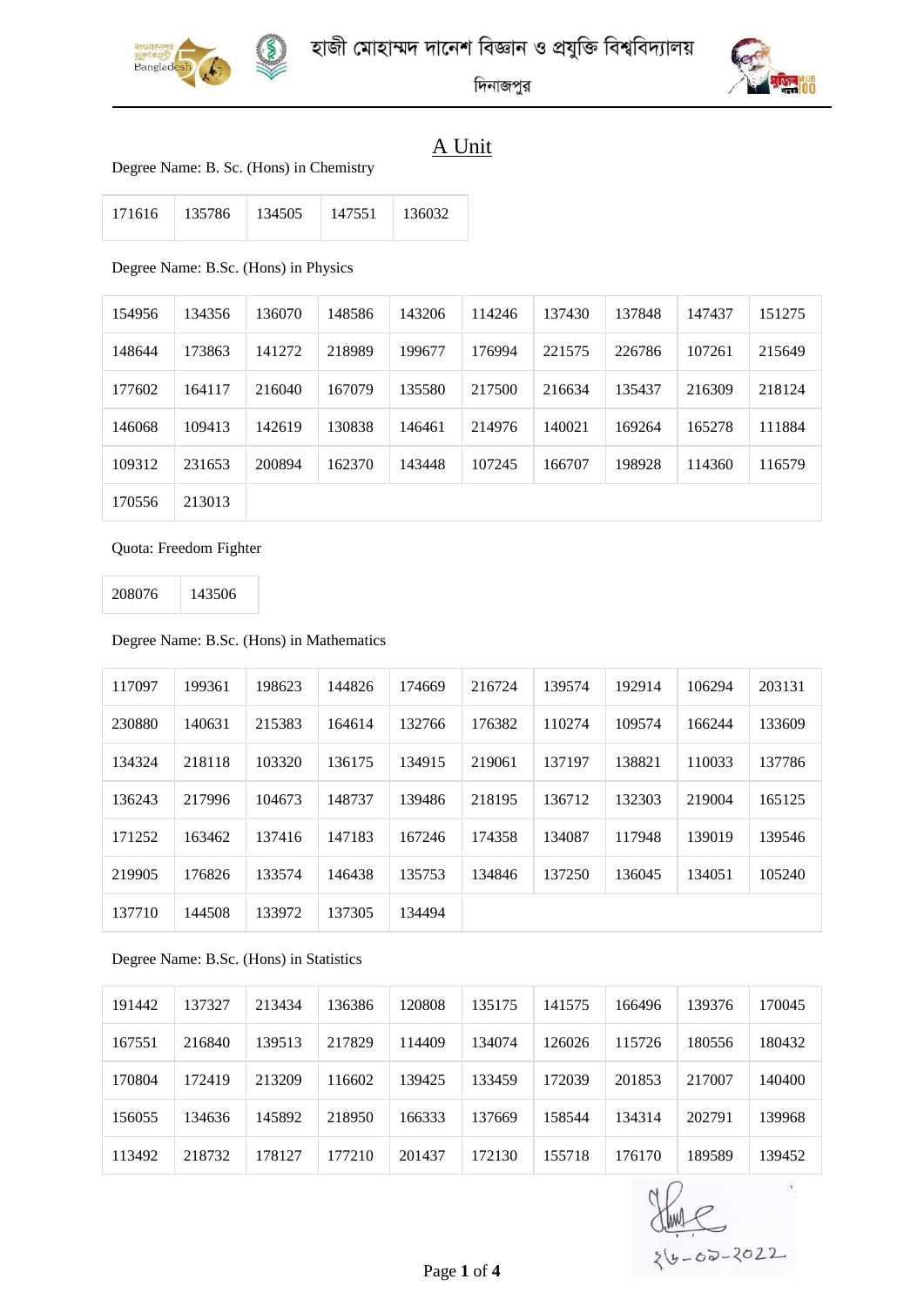# হাজী মোহাম্মদ দানেশ বিজ্ঞান ও প্রযুক্তি বিশ্ববিদ্যালয়

দিনাজপুর

## A Unit

Degree Name: B. Sc. (Hons) in Chemistry

| | | | | |
|---|---|---|---|---|
| 171616 | 135786 | 134505 | 147551 | 136032 |

Degree Name: B.Sc. (Hons) in Physics

| | | | | | | | | | |
|---|---|---|---|---|---|---|---|---|---|
| 154956 | 134356 | 136070 | 148586 | 143206 | 114246 | 137430 | 137848 | 147437 | 151275 |
| 148644 | 173863 | 141272 | 218989 | 199677 | 176994 | 221575 | 226786 | 107261 | 215649 |
| 177602 | 164117 | 216040 | 167079 | 135580 | 217500 | 216634 | 135437 | 216309 | 218124 |
| 146068 | 109413 | 142619 | 130838 | 146461 | 214976 | 140021 | 169264 | 165278 | 111884 |
| 109312 | 231653 | 200894 | 162370 | 143448 | 107245 | 166707 | 198928 | 114360 | 116579 |
| 170556 | 213013 | | | | | | | | |

Quota: Freedom Fighter

| | |
|---|---|
| 208076 | 143506 |

Degree Name: B.Sc. (Hons) in Mathematics

| | | | | | | | | | |
|---|---|---|---|---|---|---|---|---|---|
| 117097 | 199361 | 198623 | 144826 | 174669 | 216724 | 139574 | 192914 | 106294 | 203131 |
| 230880 | 140631 | 215383 | 164614 | 132766 | 176382 | 110274 | 109574 | 166244 | 133609 |
| 134324 | 218118 | 103320 | 136175 | 134915 | 219061 | 137197 | 138821 | 110033 | 137786 |
| 136243 | 217996 | 104673 | 148737 | 139486 | 218195 | 136712 | 132303 | 219004 | 165125 |
| 171252 | 163462 | 137416 | 147183 | 167246 | 174358 | 134087 | 117948 | 139019 | 139546 |
| 219905 | 176826 | 133574 | 146438 | 135753 | 134846 | 137250 | 136045 | 134051 | 105240 |
| 137710 | 144508 | 133972 | 137305 | 134494 | | | | | |

Degree Name: B.Sc. (Hons) in Statistics

| | | | | | | | | | |
|---|---|---|---|---|---|---|---|---|---|
| 191442 | 137327 | 213434 | 136386 | 120808 | 135175 | 141575 | 166496 | 139376 | 170045 |
| 167551 | 216840 | 139513 | 217829 | 114409 | 134074 | 126026 | 115726 | 180556 | 180432 |
| 170804 | 172419 | 213209 | 116602 | 139425 | 133459 | 172039 | 201853 | 217007 | 140400 |
| 156055 | 134636 | 145892 | 218950 | 166333 | 137669 | 158544 | 134314 | 202791 | 139968 |
| 113492 | 218732 | 178127 | 177210 | 201437 | 172130 | 155718 | 176170 | 189589 | 139452 |

২৬-০২-2022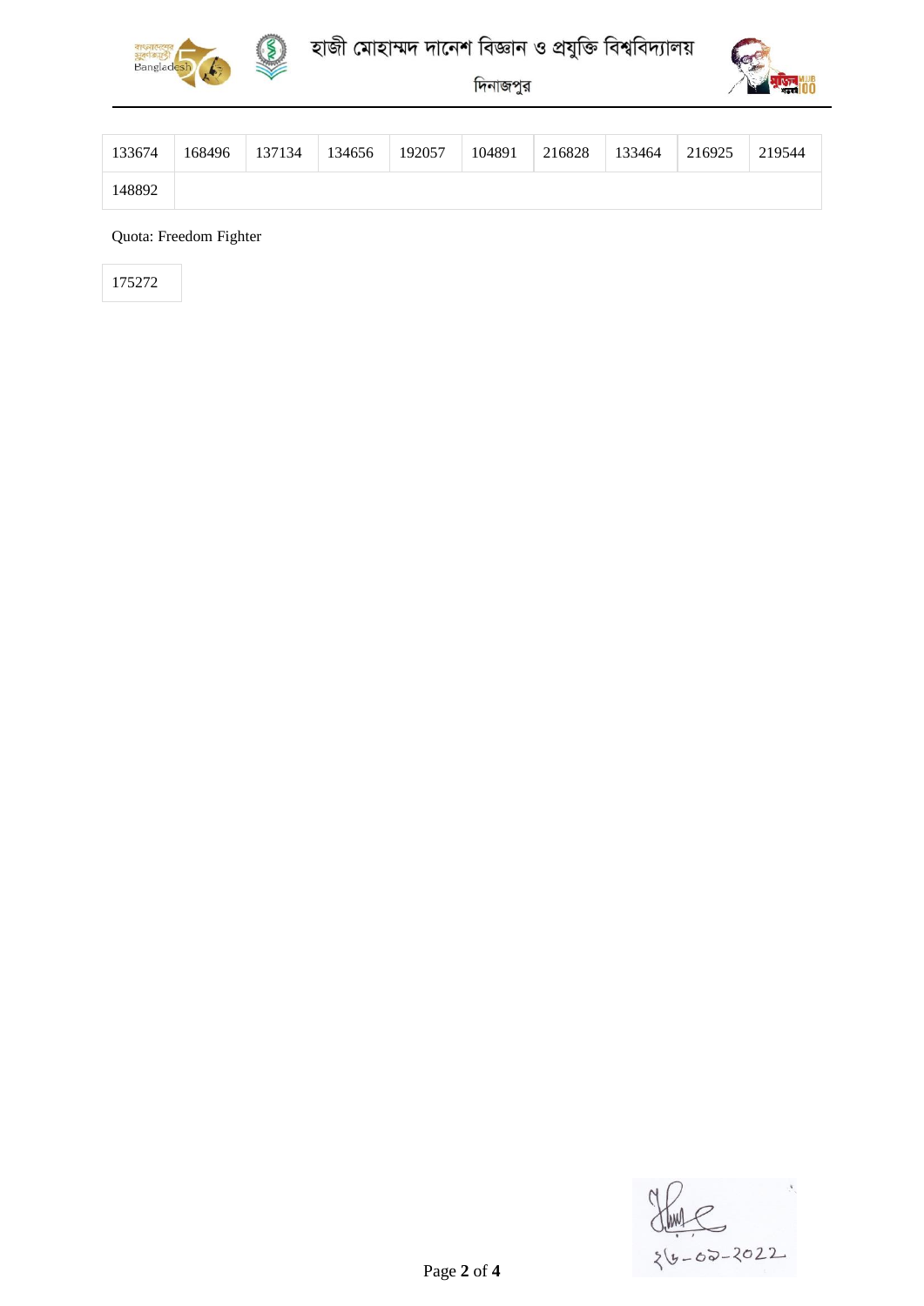| 133674 | 168496 | 137134 | 134656 | 192057 | 104891 | 216828 | 133464 | 216925 | 219544 |
|---|---|---|---|---|---|---|---|---|---|
| 148892 | | | | | | | | | |

Quota: Freedom Fighter

| 175272 |
|---|

২৬-০৯-2022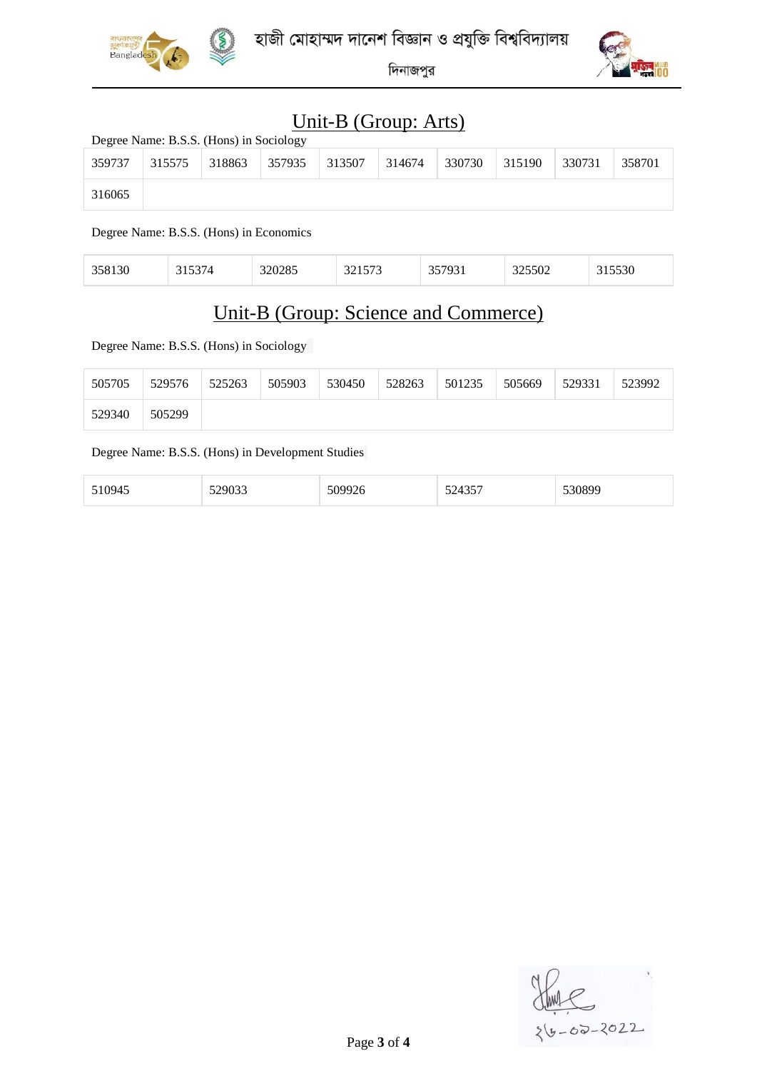হাজী মোহাম্মদ দানেশ বিজ্ঞান ও প্রযুক্তি বিশ্ববিদ্যালয়

দিনাজপুর

## Unit-B (Group: Arts)

Degree Name: B.S.S. (Hons) in Sociology

| | | | | | | | | | |
|---|---|---|---|---|---|---|---|---|---|
| 359737 | 315575 | 318863 | 357935 | 313507 | 314674 | 330730 | 315190 | 330731 | 358701 |
| 316065 | | | | | | | | | |

Degree Name: B.S.S. (Hons) in Economics

| | | | | | | |
|---|---|---|---|---|---|---|
| 358130 | 315374 | 320285 | 321573 | 357931 | 325502 | 315530 |

## Unit-B (Group: Science and Commerce)

Degree Name: B.S.S. (Hons) in Sociology

| | | | | | | | | | |
|---|---|---|---|---|---|---|---|---|---|
| 505705 | 529576 | 525263 | 505903 | 530450 | 528263 | 501235 | 505669 | 529331 | 523992 |
| 529340 | 505299 | | | | | | | | |

Degree Name: B.S.S. (Hons) in Development Studies

| | | | | |
|---|---|---|---|---|
| 510945 | 529033 | 509926 | 524357 | 530899 |

২৬-০২-2022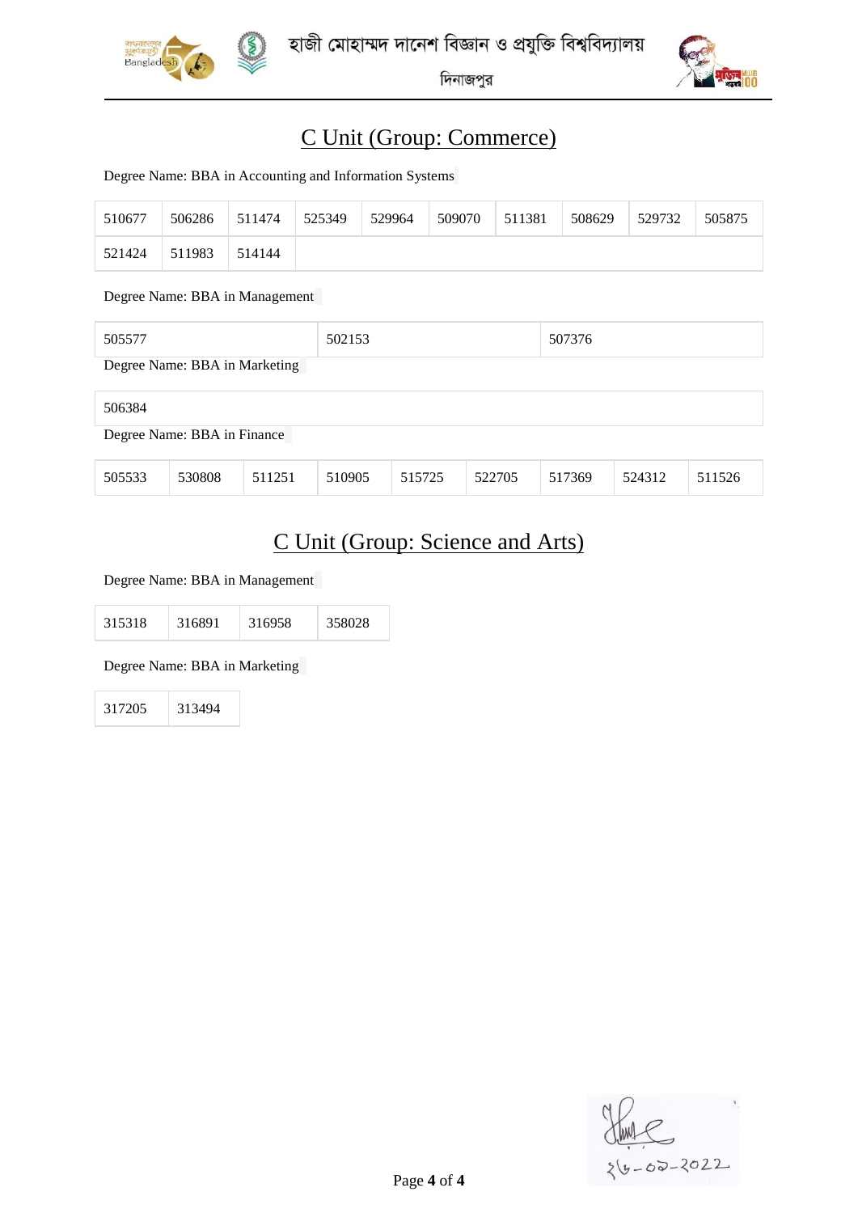হাজী মোহাম্মদ দানেশ বিজ্ঞান ও প্রযুক্তি বিশ্ববিদ্যালয়

দিনাজপুর

## C Unit (Group: Commerce)

Degree Name: BBA in Accounting and Information Systems

| | | | | | | | | | |
|---|---|---|---|---|---|---|---|---|---|
| 510677 | 506286 | 511474 | 525349 | 529964 | 509070 | 511381 | 508629 | 529732 | 505875 |
| 521424 | 511983 | 514144 | | | | | | | |

Degree Name: BBA in Management

| | | |
|---|---|---|
| 505577 | 502153 | 507376 |

Degree Name: BBA in Marketing

| |
|---|
| 506384 |

Degree Name: BBA in Finance

| | | | | | | | | |
|---|---|---|---|---|---|---|---|---|
| 505533 | 530808 | 511251 | 510905 | 515725 | 522705 | 517369 | 524312 | 511526 |

## C Unit (Group: Science and Arts)

Degree Name: BBA in Management

| | | | |
|---|---|---|---|
| 315318 | 316891 | 316958 | 358028 |

Degree Name: BBA in Marketing

| | |
|---|---|
| 317205 | 313494 |

২৬-০৯-2022